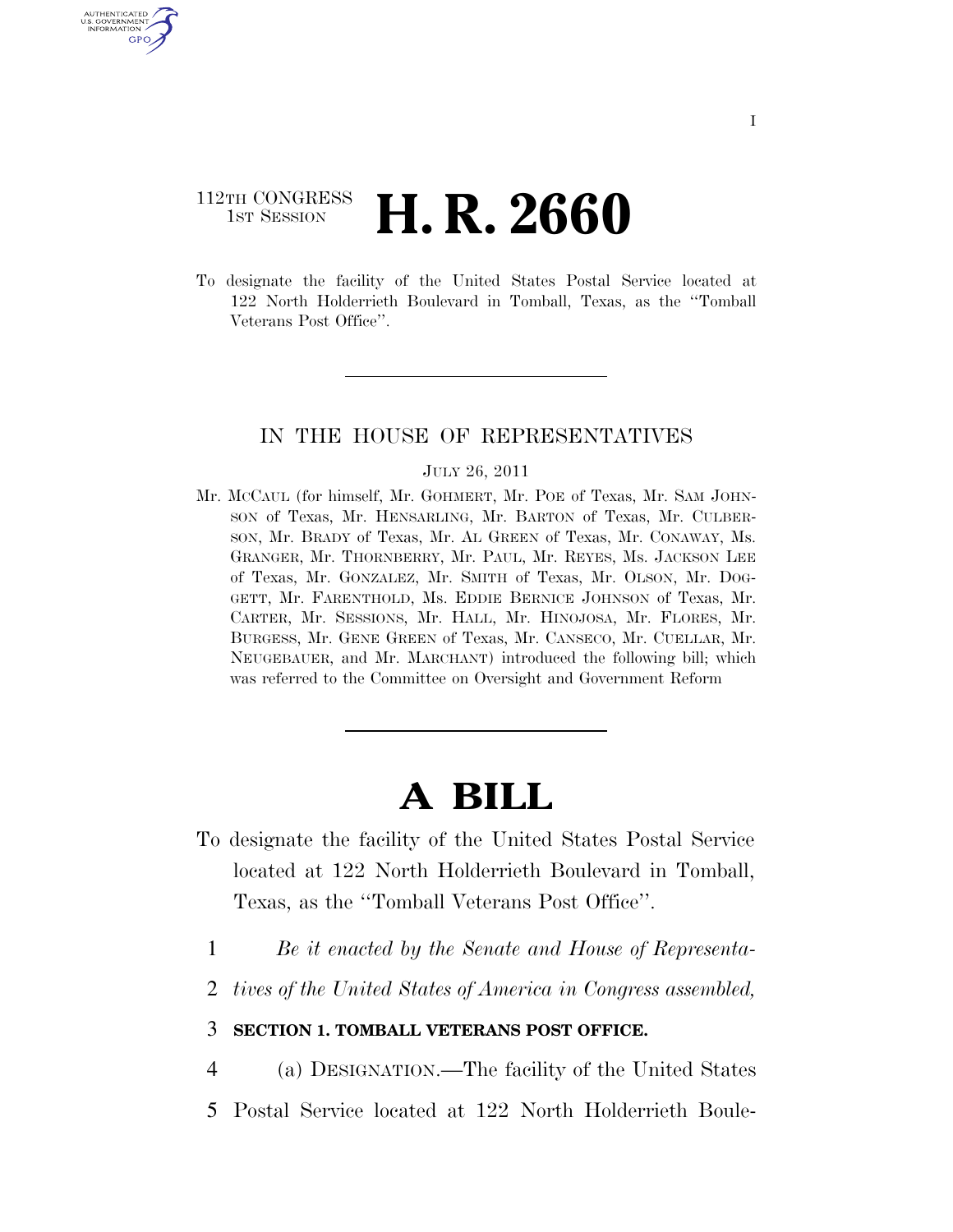112TH CONGRESS
1ST SESSION

# H. R. 2660

To designate the facility of the United States Postal Service located at 122 North Holderrieth Boulevard in Tomball, Texas, as the ''Tomball Veterans Post Office''.

IN THE HOUSE OF REPRESENTATIVES

JULY 26, 2011

Mr. MCCAUL (for himself, Mr. GOHMERT, Mr. POE of Texas, Mr. SAM JOHNSON of Texas, Mr. HENSARLING, Mr. BARTON of Texas, Mr. CULBERSON, Mr. BRADY of Texas, Mr. AL GREEN of Texas, Mr. CONAWAY, Ms. GRANGER, Mr. THORNBERRY, Mr. PAUL, Mr. REYES, Ms. JACKSON LEE of Texas, Mr. GONZALEZ, Mr. SMITH of Texas, Mr. OLSON, Mr. DOGGETT, Mr. FARENTHOLD, Ms. EDDIE BERNICE JOHNSON of Texas, Mr. CARTER, Mr. SESSIONS, Mr. HALL, Mr. HINOJOSA, Mr. FLORES, Mr. BURGESS, Mr. GENE GREEN of Texas, Mr. CANSECO, Mr. CUELLAR, Mr. NEUGEBAUER, and Mr. MARCHANT) introduced the following bill; which was referred to the Committee on Oversight and Government Reform

# A BILL

To designate the facility of the United States Postal Service located at 122 North Holderrieth Boulevard in Tomball, Texas, as the ''Tomball Veterans Post Office''.

1 *Be it enacted by the Senate and House of Representa-*
2 *tives of the United States of America in Congress assembled,*

3 **SECTION 1. TOMBALL VETERANS POST OFFICE.**

4 (a) DESIGNATION.—The facility of the United States
5 Postal Service located at 122 North Holderrieth Boule-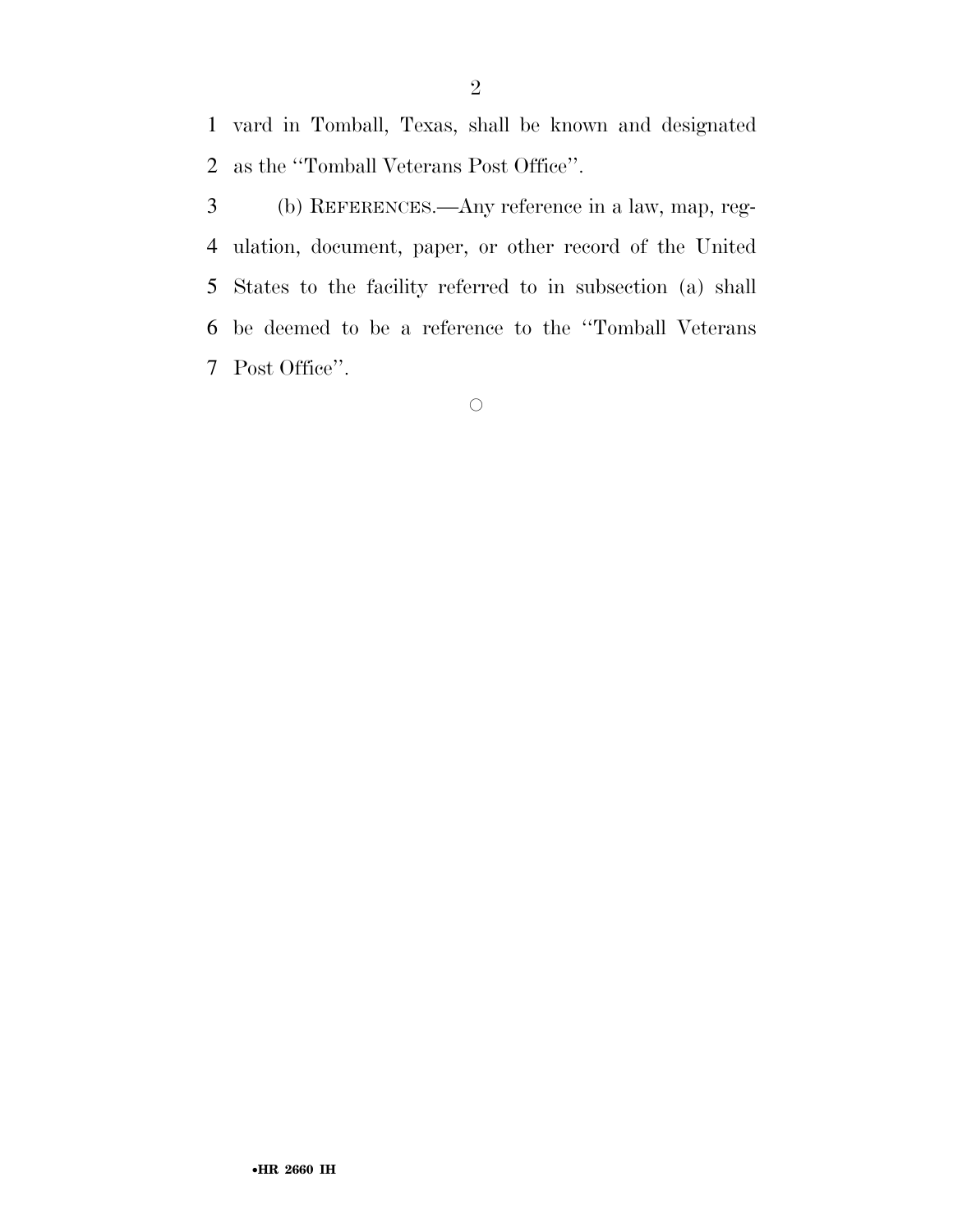vard in Tomball, Texas, shall be known and designated as the ''Tomball Veterans Post Office''.

(b) REFERENCES.—Any reference in a law, map, regulation, document, paper, or other record of the United States to the facility referred to in subsection (a) shall be deemed to be a reference to the ''Tomball Veterans Post Office''.

○